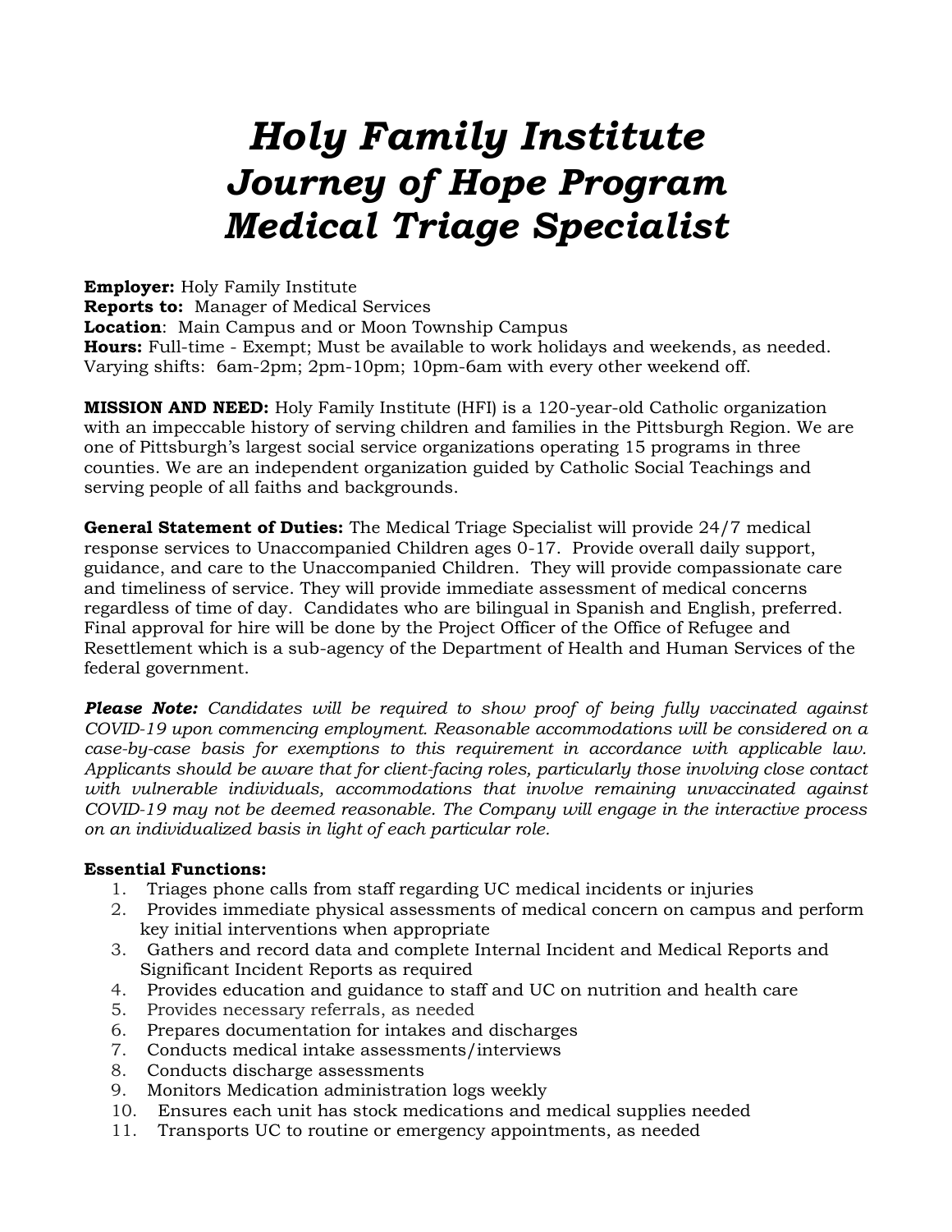# *Holy Family Institute*
# *Journey of Hope Program*
# *Medical Triage Specialist*

**Employer:** Holy Family Institute
**Reports to:** Manager of Medical Services
**Location**: Main Campus and or Moon Township Campus
**Hours:** Full-time - Exempt; Must be available to work holidays and weekends, as needed. Varying shifts: 6am-2pm; 2pm-10pm; 10pm-6am with every other weekend off.

**MISSION AND NEED:** Holy Family Institute (HFI) is a 120-year-old Catholic organization with an impeccable history of serving children and families in the Pittsburgh Region. We are one of Pittsburgh's largest social service organizations operating 15 programs in three counties. We are an independent organization guided by Catholic Social Teachings and serving people of all faiths and backgrounds.

**General Statement of Duties:** The Medical Triage Specialist will provide 24/7 medical response services to Unaccompanied Children ages 0-17. Provide overall daily support, guidance, and care to the Unaccompanied Children. They will provide compassionate care and timeliness of service. They will provide immediate assessment of medical concerns regardless of time of day. Candidates who are bilingual in Spanish and English, preferred. Final approval for hire will be done by the Project Officer of the Office of Refugee and Resettlement which is a sub-agency of the Department of Health and Human Services of the federal government.

***Please Note:*** *Candidates will be required to show proof of being fully vaccinated against COVID-19 upon commencing employment. Reasonable accommodations will be considered on a case-by-case basis for exemptions to this requirement in accordance with applicable law. Applicants should be aware that for client-facing roles, particularly those involving close contact with vulnerable individuals, accommodations that involve remaining unvaccinated against COVID-19 may not be deemed reasonable. The Company will engage in the interactive process on an individualized basis in light of each particular role.*

**Essential Functions:**

1. Triages phone calls from staff regarding UC medical incidents or injuries
2. Provides immediate physical assessments of medical concern on campus and perform key initial interventions when appropriate
3. Gathers and record data and complete Internal Incident and Medical Reports and Significant Incident Reports as required
4. Provides education and guidance to staff and UC on nutrition and health care
5. Provides necessary referrals, as needed
6. Prepares documentation for intakes and discharges
7. Conducts medical intake assessments/interviews
8. Conducts discharge assessments
9. Monitors Medication administration logs weekly
10. Ensures each unit has stock medications and medical supplies needed
11. Transports UC to routine or emergency appointments, as needed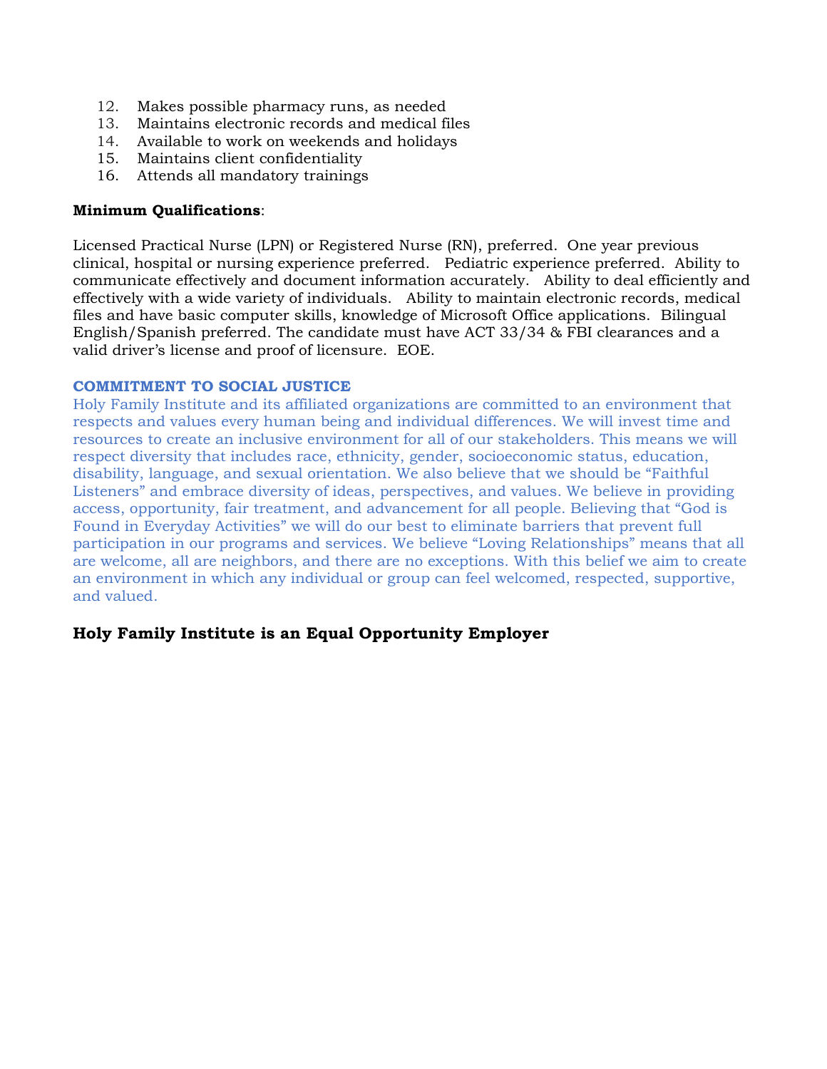12. Makes possible pharmacy runs, as needed
13. Maintains electronic records and medical files
14. Available to work on weekends and holidays
15. Maintains client confidentiality
16. Attends all mandatory trainings

**Minimum Qualifications**:

Licensed Practical Nurse (LPN) or Registered Nurse (RN), preferred. One year previous clinical, hospital or nursing experience preferred. Pediatric experience preferred. Ability to communicate effectively and document information accurately. Ability to deal efficiently and effectively with a wide variety of individuals. Ability to maintain electronic records, medical files and have basic computer skills, knowledge of Microsoft Office applications. Bilingual English/Spanish preferred. The candidate must have ACT 33/34 & FBI clearances and a valid driver's license and proof of licensure. EOE.

**COMMITMENT TO SOCIAL JUSTICE**

Holy Family Institute and its affiliated organizations are committed to an environment that respects and values every human being and individual differences. We will invest time and resources to create an inclusive environment for all of our stakeholders. This means we will respect diversity that includes race, ethnicity, gender, socioeconomic status, education, disability, language, and sexual orientation. We also believe that we should be "Faithful Listeners" and embrace diversity of ideas, perspectives, and values. We believe in providing access, opportunity, fair treatment, and advancement for all people. Believing that "God is Found in Everyday Activities" we will do our best to eliminate barriers that prevent full participation in our programs and services. We believe "Loving Relationships" means that all are welcome, all are neighbors, and there are no exceptions. With this belief we aim to create an environment in which any individual or group can feel welcomed, respected, supportive, and valued.

**Holy Family Institute is an Equal Opportunity Employer**